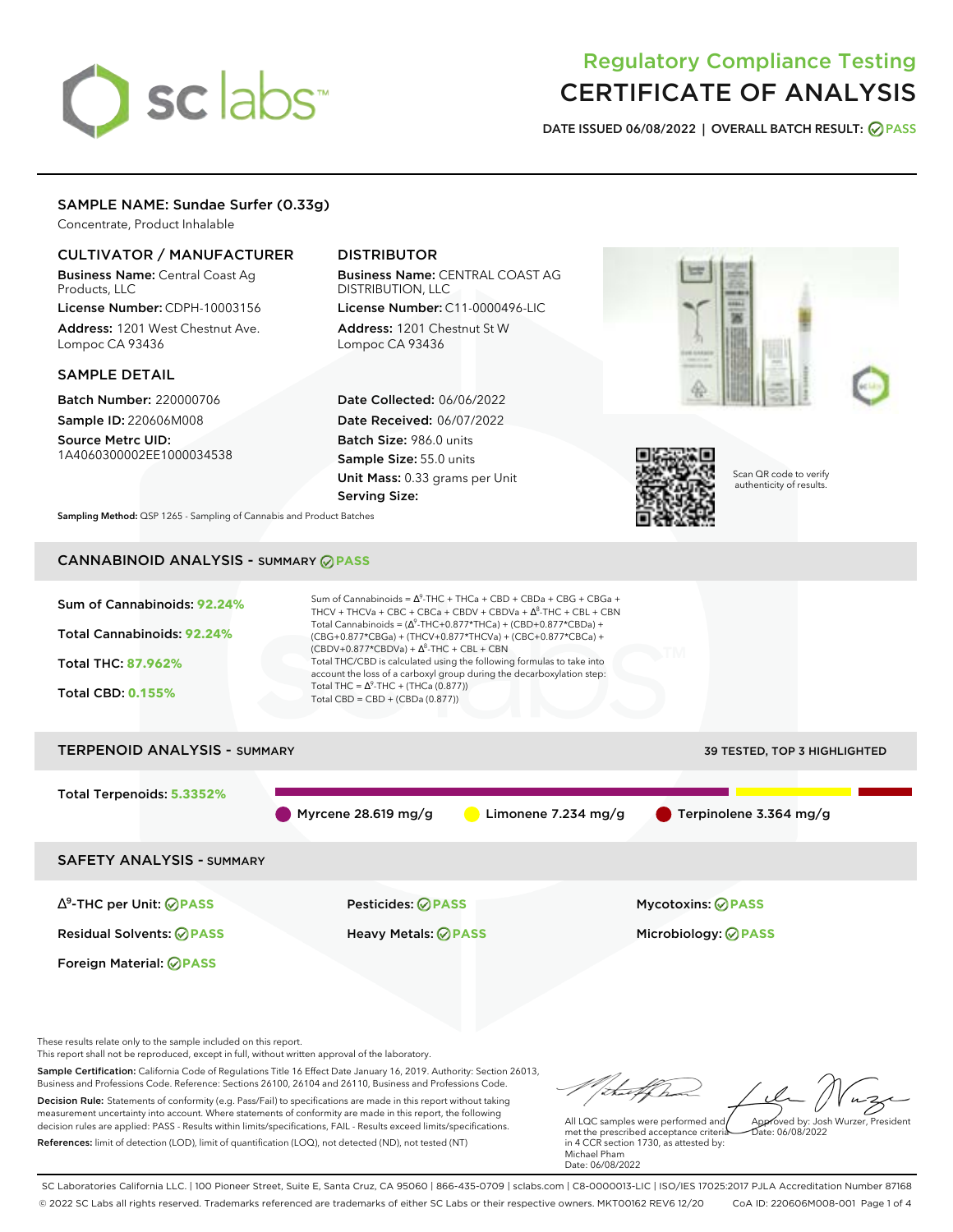# Regulatory Compliance Testing
# CERTIFICATE OF ANALYSIS

**DATE ISSUED** 06/08/2022 | **OVERALL BATCH RESULT:** PASS

## SAMPLE NAME: Sundae Surfer (0.33g)

Concentrate, Product Inhalable

### CULTIVATOR / MANUFACTURER

**Business Name:** Central Coast Ag Products, LLC
**License Number:** CDPH-10003156
**Address:** 1201 West Chestnut Ave. Lompoc CA 93436

### DISTRIBUTOR

**Business Name:** CENTRAL COAST AG DISTRIBUTION, LLC
**License Number:** C11-0000496-LIC
**Address:** 1201 Chestnut St W Lompoc CA 93436

### SAMPLE DETAIL

**Batch Number:** 220000706
**Sample ID:** 220606M008
**Source Metrc UID:** 1A4060300002EE1000034538

**Date Collected:** 06/06/2022
**Date Received:** 06/07/2022
**Batch Size:** 986.0 units
**Sample Size:** 55.0 units
**Unit Mass:** 0.33 grams per Unit
**Serving Size:**

Scan QR code to verify authenticity of results.

**Sampling Method:** QSP 1265 - Sampling of Cannabis and Product Batches

## CANNABINOID ANALYSIS - SUMMARY PASS

**Sum of Cannabinoids:** 92.24%
**Total Cannabinoids:** 92.24%
**Total THC:** 87.962%
**Total CBD:** 0.155%

Sum of Cannabinoids = $\Delta^9$-THC + THCa + CBD + CBDa + CBG + CBGa + THCV + THCVa + CBC + CBCa + CBDV + CBDVa + $\Delta^8$-THC + CBL + CBN

Total Cannabinoids = ($\Delta^9$-THC+0.877*THCa) + (CBD+0.877*CBDa) + (CBG+0.877*CBGa) + (THCV+0.877*THCVa) + (CBC+0.877*CBCa) + (CBDV+0.877*CBDVa) + $\Delta^8$-THC + CBL + CBN

Total THC/CBD is calculated using the following formulas to take into account the loss of a carboxyl group during the decarboxylation step:
Total THC = $\Delta^9$-THC + (THCa (0.877))
Total CBD = CBD + (CBDa (0.877))

## TERPENOID ANALYSIS - SUMMARY

39 TESTED, TOP 3 HIGHLIGHTED

**Total Terpenoids:** 5.3352%

Myrcene 28.619 mg/g | Limonene 7.234 mg/g | Terpinolene 3.364 mg/g

## SAFETY ANALYSIS - SUMMARY

| | | |
|---|---|---|
| $\Delta^9$-THC per Unit: PASS | Pesticides: PASS | Mycotoxins: PASS |
| Residual Solvents: PASS | Heavy Metals: PASS | Microbiology: PASS |
| Foreign Material: PASS | | |

These results relate only to the sample included on this report.
This report shall not be reproduced, except in full, without written approval of the laboratory.

**Sample Certification:** California Code of Regulations Title 16 Effect Date January 16, 2019. Authority: Section 26013, Business and Professions Code. Reference: Sections 26100, 26104 and 26110, Business and Professions Code.

**Decision Rule:** Statements of conformity (e.g. Pass/Fail) to specifications are made in this report without taking measurement uncertainty into account. Where statements of conformity are made in this report, the following decision rules are applied: PASS - Results within limits/specifications, FAIL - Results exceed limits/specifications.

**References:** limit of detection (LOD), limit of quantification (LOQ), not detected (ND), not tested (NT)

All LQC samples were performed and met the prescribed acceptance criteria in 4 CCR section 1730, as attested by: Michael Pham
Date: 06/08/2022

Approved by: Josh Wurzer, President
Date: 06/08/2022

SC Laboratories California LLC. | 100 Pioneer Street, Suite E, Santa Cruz, CA 95060 | 866-435-0709 | sclabs.com | C8-0000013-LIC | ISO/IES 17025:2017 PJLA Accreditation Number 87168
© 2022 SC Labs all rights reserved. Trademarks referenced are trademarks of either SC Labs or their respective owners. MKT00162 REV6 12/20 CoA ID: 220606M008-001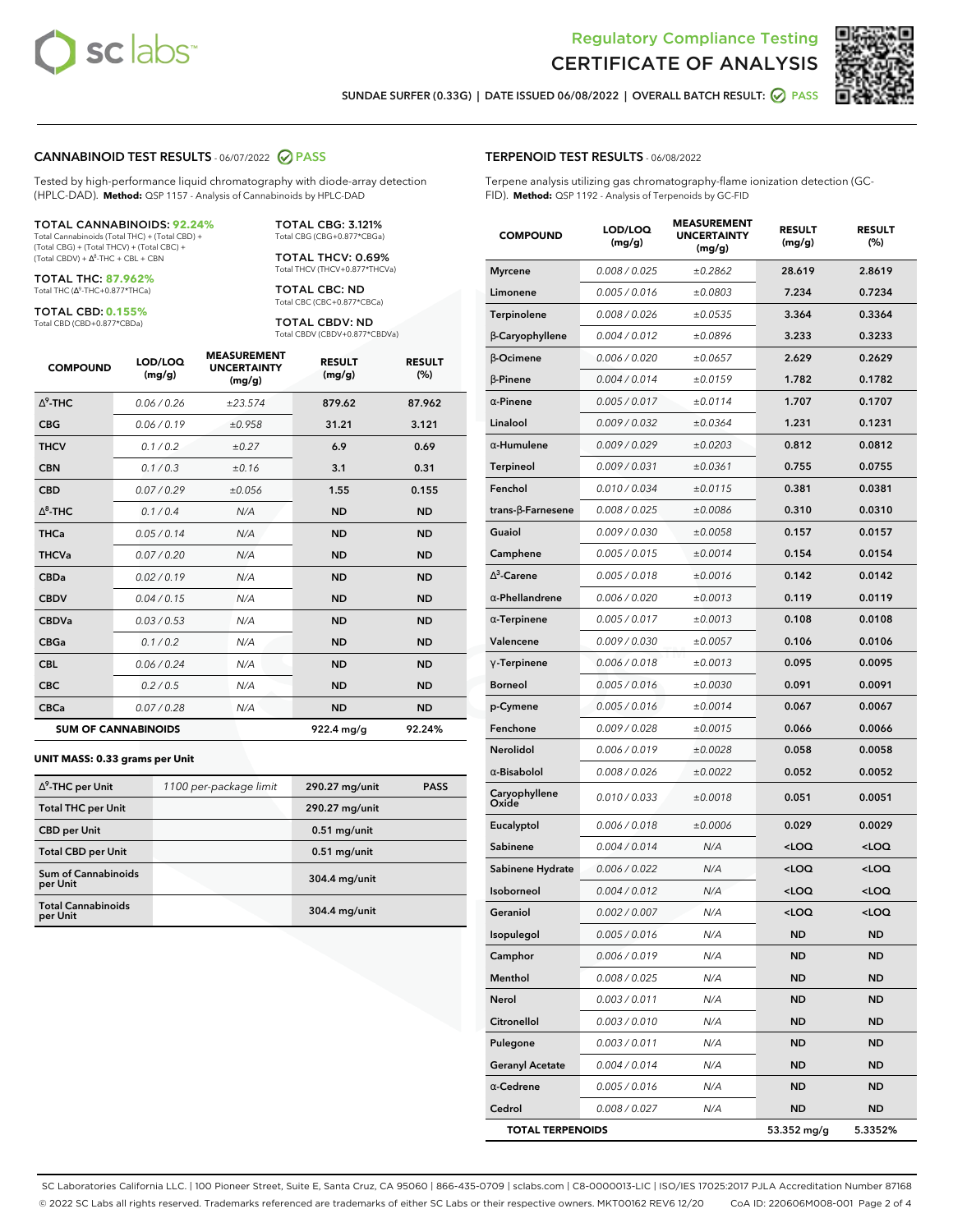Regulatory Compliance Testing
# CERTIFICATE OF ANALYSIS

SUNDAE SURFER (0.33G) | DATE ISSUED 06/08/2022 | OVERALL BATCH RESULT: PASS

## CANNABINOID TEST RESULTS - 06/07/2022 PASS

Tested by high-performance liquid chromatography with diode-array detection (HPLC-DAD). **Method:** QSP 1157 - Analysis of Cannabinoids by HPLC-DAD

**TOTAL CANNABINOIDS: 92.24%**
Total Cannabinoids (Total THC) + (Total CBD) + (Total CBG) + (Total THCV) + (Total CBC) + (Total CBDV) + $\Delta^8$-THC + CBL + CBN

**TOTAL THC: 87.962%**
Total THC ($\Delta^9$-THC+0.877*THCa)

**TOTAL CBD: 0.155%**
Total CBD (CBD+0.877*CBDa)

**TOTAL CBG: 3.121%**
Total CBG (CBG+0.877*CBGa)

**TOTAL THCV: 0.69%**
Total THCV (THCV+0.877*THCVa)

**TOTAL CBC: ND**
Total CBC (CBC+0.877*CBCa)

**TOTAL CBDV: ND**
Total CBDV (CBDV+0.877*CBDVa)

| COMPOUND | LOD/LOQ (mg/g) | MEASUREMENT UNCERTAINTY (mg/g) | RESULT (mg/g) | RESULT (%) |
|---|---|---|---|---|
| $\Delta^9$-THC | 0.06 / 0.26 | ±23.574 | 879.62 | 87.962 |
| CBG | 0.06 / 0.19 | ±0.958 | 31.21 | 3.121 |
| THCV | 0.1 / 0.2 | ±0.27 | 6.9 | 0.69 |
| CBN | 0.1 / 0.3 | ±0.16 | 3.1 | 0.31 |
| CBD | 0.07 / 0.29 | ±0.056 | 1.55 | 0.155 |
| $\Delta^8$-THC | 0.1 / 0.4 | N/A | ND | ND |
| THCa | 0.05 / 0.14 | N/A | ND | ND |
| THCVa | 0.07 / 0.20 | N/A | ND | ND |
| CBDa | 0.02 / 0.19 | N/A | ND | ND |
| CBDV | 0.04 / 0.15 | N/A | ND | ND |
| CBDVa | 0.03 / 0.53 | N/A | ND | ND |
| CBGa | 0.1 / 0.2 | N/A | ND | ND |
| CBL | 0.06 / 0.24 | N/A | ND | ND |
| CBC | 0.2 / 0.5 | N/A | ND | ND |
| CBCa | 0.07 / 0.28 | N/A | ND | ND |
| **SUM OF CANNABINOIDS** | | | 922.4 mg/g | 92.24% |

**UNIT MASS: 0.33 grams per Unit**

| | | | |
|---|---|---|---|
| $\Delta^9$-THC per Unit | 1100 per-package limit | 290.27 mg/unit | PASS |
| Total THC per Unit | | 290.27 mg/unit | |
| CBD per Unit | | 0.51 mg/unit | |
| Total CBD per Unit | | 0.51 mg/unit | |
| Sum of Cannabinoids per Unit | | 304.4 mg/unit | |
| Total Cannabinoids per Unit | | 304.4 mg/unit | |

## TERPENOID TEST RESULTS - 06/08/2022

Terpene analysis utilizing gas chromatography-flame ionization detection (GC-FID). **Method:** QSP 1192 - Analysis of Terpenoids by GC-FID

| COMPOUND | LOD/LOQ (mg/g) | MEASUREMENT UNCERTAINTY (mg/g) | RESULT (mg/g) | RESULT (%) |
|---|---|---|---|---|
| Myrcene | 0.008 / 0.025 | ±0.2862 | 28.619 | 2.8619 |
| Limonene | 0.005 / 0.016 | ±0.0803 | 7.234 | 0.7234 |
| Terpinolene | 0.008 / 0.026 | ±0.0535 | 3.364 | 0.3364 |
| β-Caryophyllene | 0.004 / 0.012 | ±0.0896 | 3.233 | 0.3233 |
| β-Ocimene | 0.006 / 0.020 | ±0.0657 | 2.629 | 0.2629 |
| β-Pinene | 0.004 / 0.014 | ±0.0159 | 1.782 | 0.1782 |
| α-Pinene | 0.005 / 0.017 | ±0.0114 | 1.707 | 0.1707 |
| Linalool | 0.009 / 0.032 | ±0.0364 | 1.231 | 0.1231 |
| α-Humulene | 0.009 / 0.029 | ±0.0203 | 0.812 | 0.0812 |
| Terpineol | 0.009 / 0.031 | ±0.0361 | 0.755 | 0.0755 |
| Fenchol | 0.010 / 0.034 | ±0.0115 | 0.381 | 0.0381 |
| trans-β-Farnesene | 0.008 / 0.025 | ±0.0086 | 0.310 | 0.0310 |
| Guaiol | 0.009 / 0.030 | ±0.0058 | 0.157 | 0.0157 |
| Camphene | 0.005 / 0.015 | ±0.0014 | 0.154 | 0.0154 |
| $\Delta^3$-Carene | 0.005 / 0.018 | ±0.0016 | 0.142 | 0.0142 |
| α-Phellandrene | 0.006 / 0.020 | ±0.0013 | 0.119 | 0.0119 |
| α-Terpinene | 0.005 / 0.017 | ±0.0013 | 0.108 | 0.0108 |
| Valencene | 0.009 / 0.030 | ±0.0057 | 0.106 | 0.0106 |
| γ-Terpinene | 0.006 / 0.018 | ±0.0013 | 0.095 | 0.0095 |
| Borneol | 0.005 / 0.016 | ±0.0030 | 0.091 | 0.0091 |
| p-Cymene | 0.005 / 0.016 | ±0.0014 | 0.067 | 0.0067 |
| Fenchone | 0.009 / 0.028 | ±0.0015 | 0.066 | 0.0066 |
| Nerolidol | 0.006 / 0.019 | ±0.0028 | 0.058 | 0.0058 |
| α-Bisabolol | 0.008 / 0.026 | ±0.0022 | 0.052 | 0.0052 |
| Caryophyllene Oxide | 0.010 / 0.033 | ±0.0018 | 0.051 | 0.0051 |
| Eucalyptol | 0.006 / 0.018 | ±0.0006 | 0.029 | 0.0029 |
| Sabinene | 0.004 / 0.014 | N/A | <LOQ | <LOQ |
| Sabinene Hydrate | 0.006 / 0.022 | N/A | <LOQ | <LOQ |
| Isoborneol | 0.004 / 0.012 | N/A | <LOQ | <LOQ |
| Geraniol | 0.002 / 0.007 | N/A | <LOQ | <LOQ |
| Isopulegol | 0.005 / 0.016 | N/A | ND | ND |
| Camphor | 0.006 / 0.019 | N/A | ND | ND |
| Menthol | 0.008 / 0.025 | N/A | ND | ND |
| Nerol | 0.003 / 0.011 | N/A | ND | ND |
| Citronellol | 0.003 / 0.010 | N/A | ND | ND |
| Pulegone | 0.003 / 0.011 | N/A | ND | ND |
| Geranyl Acetate | 0.004 / 0.014 | N/A | ND | ND |
| α-Cedrene | 0.005 / 0.016 | N/A | ND | ND |
| Cedrol | 0.008 / 0.027 | N/A | ND | ND |
| **TOTAL TERPENOIDS** | | | 53.352 mg/g | 5.3352% |

SC Laboratories California LLC. | 100 Pioneer Street, Suite E, Santa Cruz, CA 95060 | 866-435-0709 | sclabs.com | C8-0000013-LIC | ISO/IES 17025:2017 PJLA Accreditation Number 87168
© 2022 SC Labs all rights reserved. Trademarks referenced are trademarks of either SC Labs or their respective owners. MKT00162 REV6 12/20 CoA ID: 220606M008-001